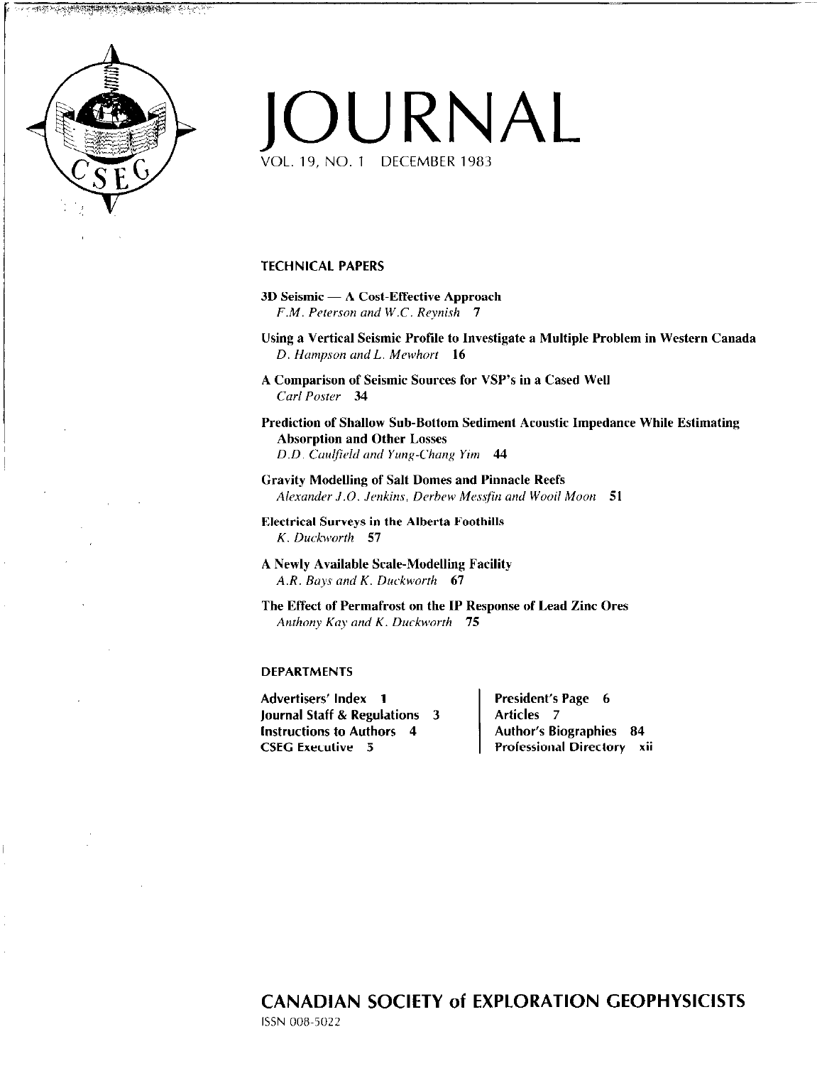# JOURNAL

VOL. 19, NO. 1 DECEMBER 1983

## TECHNICAL PAPERS

**3D Seismic — A Cost-Effective Approach**
*F.M. Peterson and W.C. Reynish* **7**

**Using a Vertical Seismic Profile to Investigate a Multiple Problem in Western Canada**
*D. Hampson and L. Mewhort* **16**

**A Comparison of Seismic Sources for VSP's in a Cased Well**
*Carl Poster* **34**

**Prediction of Shallow Sub-Bottom Sediment Acoustic Impedance While Estimating Absorption and Other Losses**
*D.D. Caulfield and Yung-Chang Yim* **44**

**Gravity Modelling of Salt Domes and Pinnacle Reefs**
*Alexander J.O. Jenkins, Derbew Messfin and Wooil Moon* **51**

**Electrical Surveys in the Alberta Foothills**
*K. Duckworth* **57**

**A Newly Available Scale-Modelling Facility**
*A.R. Bays and K. Duckworth* **67**

**The Effect of Permafrost on the IP Response of Lead Zinc Ores**
*Anthony Kay and K. Duckworth* **75**

## DEPARTMENTS

**Advertisers' Index** 1
**Journal Staff & Regulations** 3
**Instructions to Authors** 4
**CSEG Executive** 5
**President's Page** 6
**Articles** 7
**Author's Biographies** 84
**Professional Directory** xii

## CANADIAN SOCIETY of EXPLORATION GEOPHYSICISTS

ISSN 008-5022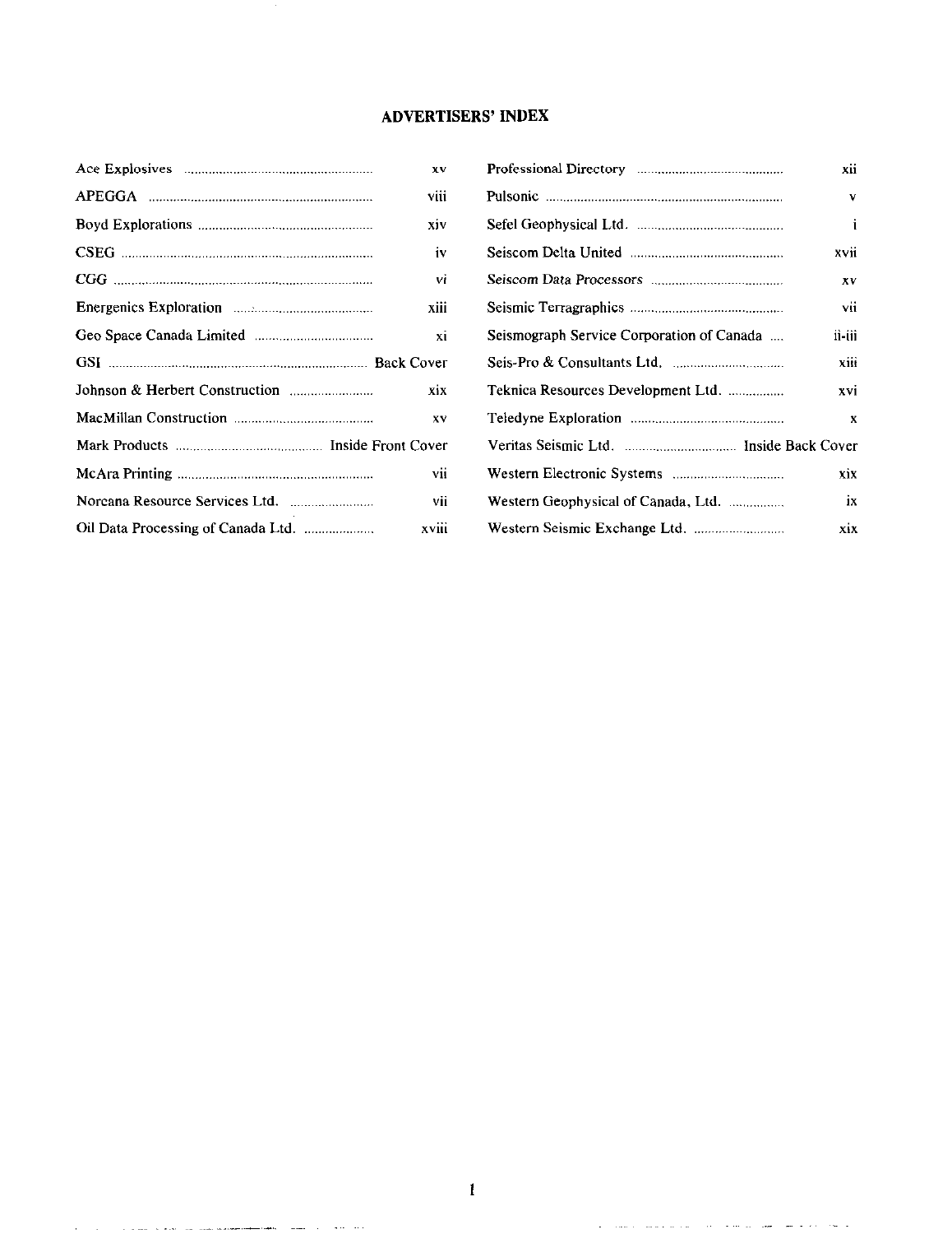# ADVERTISERS' INDEX

| Advertiser | Page |
| --- | --- |
| Ace Explosives | xv |
| APEGGA | viii |
| Boyd Explorations | xiv |
| CSEG | iv |
| *CGG* | *vi* |
| Energenics Exploration | xiii |
| Geo Space Canada Limited | xi |
| GSI | Back Cover |
| Johnson & Herbert Construction | xix |
| MacMillan Construction | xv |
| Mark Products | Inside Front Cover |
| McAra Printing | vii |
| Norcana Resource Services Ltd. | vii |
| Oil Data Processing of Canada Ltd. | xviii |
| Professional Directory | xii |
| Pulsonic | v |
| Sefel Geophysical Ltd. | i |
| Seiscom Delta United | xvii |
| *Seiscom Data Processors* | *xv* |
| Seismic Terragraphics | vii |
| Seismograph Service Corporation of Canada | ii-iii |
| Seis-Pro & Consultants Ltd. | xiii |
| Teknica Resources Development Ltd. | xvi |
| Teledyne Exploration | x |
| Veritas Seismic Ltd. | Inside Back Cover |
| Western Electronic Systems | xix |
| Western Geophysical of Canada, Ltd. | ix |
| Western Seismic Exchange Ltd. | xix |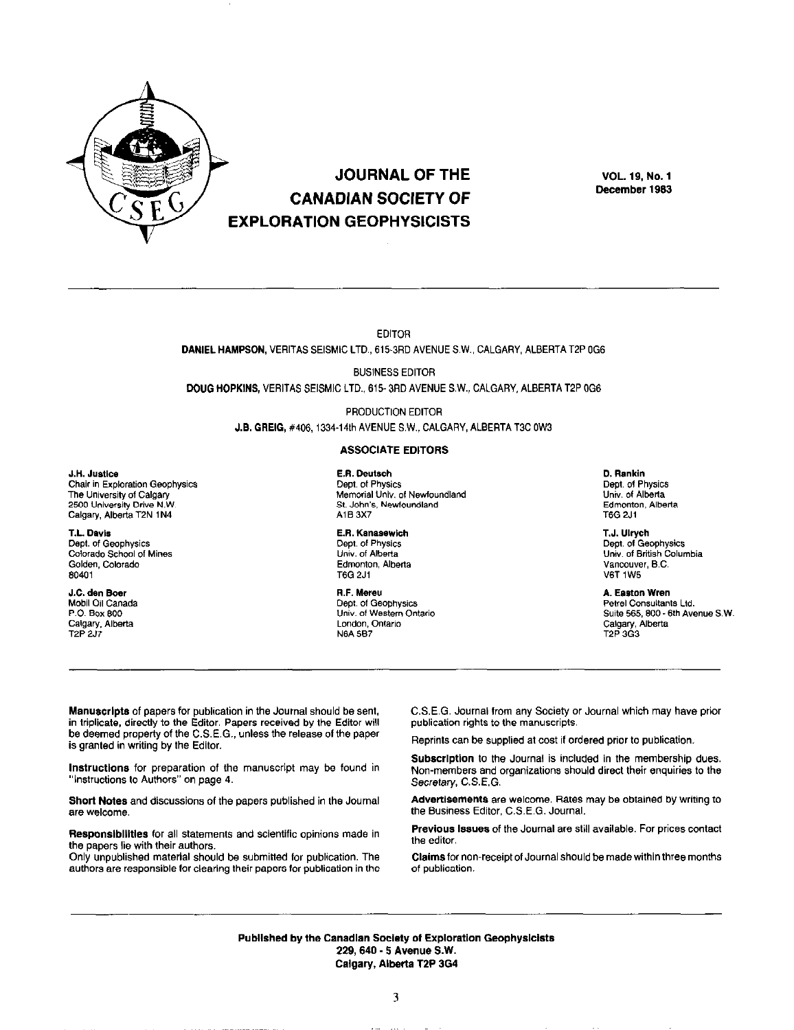# JOURNAL OF THE CANADIAN SOCIETY OF EXPLORATION GEOPHYSICISTS

**VOL. 19, No. 1**
**December 1983**

EDITOR

**DANIEL HAMPSON,** VERITAS SEISMIC LTD., 615-3RD AVENUE S.W., CALGARY, ALBERTA T2P 0G6

BUSINESS EDITOR

**DOUG HOPKINS,** VERITAS SEISMIC LTD., 615- 3RD AVENUE S.W., CALGARY, ALBERTA T2P 0G6

PRODUCTION EDITOR

**J.B. GREIG,** #406, 1334-14th AVENUE S.W., CALGARY, ALBERTA T3C 0W3

## ASSOCIATE EDITORS

**J.H. Justice**
Chair in Exploration Geophysics
The University of Calgary
2500 University Drive N.W.
Calgary, Alberta T2N 1N4

**T.L. Davis**
Dept. of Geophysics
Colorado School of Mines
Golden, Colorado
80401

**J.C. den Boer**
Mobil Oil Canada
P.O. Box 800
Calgary, Alberta
T2P 2J7

**E.R. Deutsch**
Dept. of Physics
Memorial Univ. of Newfoundland
St. John's, Newfoundland
A1B 3X7

**E.R. Kanasewich**
Dept. of Physics
Univ. of Alberta
Edmonton, Alberta
T6G 2J1

**R.F. Mereu**
Dept. of Geophysics
Univ. of Western Ontario
London, Ontario
N6A 5B7

**D. Rankin**
Dept. of Physics
Univ. of Alberta
Edmonton, Alberta
T6G 2J1

**T.J. Ulrych**
Dept. of Geophysics
Univ. of British Columbia
Vancouver, B.C.
V6T 1W5

**A. Easton Wren**
Petrel Consultants Ltd.
Suite 565, 800 - 6th Avenue S.W.
Calgary, Alberta
T2P 3G3

**Manuscripts** of papers for publication in the Journal should be sent, in triplicate, directly to the Editor. Papers received by the Editor will be deemed property of the C.S.E.G., unless the release of the paper is granted in writing by the Editor.

**Instructions** for preparation of the manuscript may be found in "Instructions to Authors" on page 4.

**Short Notes** and discussions of the papers published in the Journal are welcome.

**Responsibilities** for all statements and scientific opinions made in the papers lie with their authors.
Only unpublished material should be submitted for publication. The authors are responsible for clearing their papers for publication in the C.S.E.G. Journal from any Society or Journal which may have prior publication rights to the manuscripts.

Reprints can be supplied at cost if ordered prior to publication.

**Subscription** to the Journal is included in the membership dues. Non-members and organizations should direct their enquiries to the *Secretary, C.S.E.G.*

**Advertisements** are welcome. Rates may be obtained by writing to the Business Editor, C.S.E.G. Journal.

**Previous Issues** of the Journal are still available. For prices contact the editor.

**Claims** for non-receipt of Journal should be made within three months of publication.

**Published by the Canadian Society of Exploration Geophysicists**
**229, 640 - 5 Avenue S.W.**
**Calgary, Alberta T2P 3G4**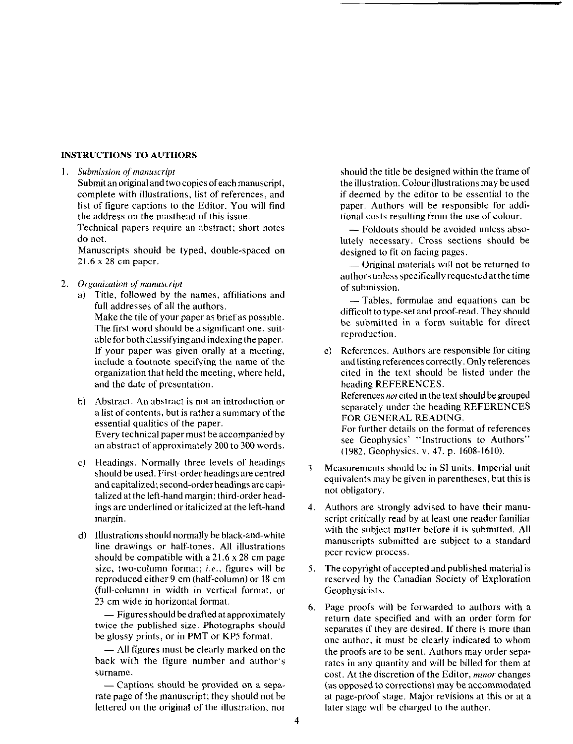## INSTRUCTIONS TO AUTHORS

1. *Submission of manuscript*

   Submit an original and two copies of each manuscript, complete with illustrations, list of references, and list of figure captions to the Editor. You will find the address on the masthead of this issue.

   Technical papers require an abstract; short notes do not.

   Manuscripts should be typed, double-spaced on 21.6 x 28 cm paper.

2. *Organization of manuscript*

   a) Title, followed by the names, affiliations and full addresses of all the authors.

      Make the tile of your paper as brief as possible. The first word should be a significant one, suitable for both classifying and indexing the paper. If your paper was given orally at a meeting, include a footnote specifying the name of the organization that held the meeting, where held, and the date of presentation.

   b) Abstract. An abstract is not an introduction or a list of contents, but is rather a summary of the essential qualities of the paper.

      Every technical paper must be accompanied by an abstract of approximately 200 to 300 words.

   c) Headings. Normally three levels of headings should be used. First-order headings are centred and capitalized; second-order headings are capitalized at the left-hand margin; third-order headings are underlined or italicized at the left-hand margin.

   d) Illustrations should normally be black-and-white line drawings or half-tones. All illustrations should be compatible with a 21.6 x 28 cm page size, two-column format; *i.e.*, figures will be reproduced either 9 cm (half-column) or 18 cm (full-column) in width in vertical format, or 23 cm wide in horizontal format.

      — Figures should be drafted at approximately twice the published size. Photographs should be glossy prints, or in PMT or KP5 format.

      — All figures must be clearly marked on the back with the figure number and author's surname.

      — Captions should be provided on a separate page of the manuscript; they should not be lettered on the original of the illustration, nor should the title be designed within the frame of the illustration. Colour illustrations may be used if deemed by the editor to be essential to the paper. Authors will be responsible for additional costs resulting from the use of colour.

      — Foldouts should be avoided unless absolutely necessary. Cross sections should be designed to fit on facing pages.

      — Original materials will not be returned to authors unless specifically requested at the time of submission.

      — Tables, formulae and equations can be difficult to type-set and proof-read. They should be submitted in a form suitable for direct reproduction.

   e) References. Authors are responsible for citing and listing references correctly. Only references cited in the text should be listed under the heading REFERENCES.

      References *not* cited in the text should be grouped separately under the heading REFERENCES FOR GENERAL READING.

      For further details on the format of references see Geophysics' "Instructions to Authors" (1982, Geophysics, v. 47, p. 1608-1610).

3. Measurements should be in SI units. Imperial unit equivalents may be given in parentheses, but this is not obligatory.

4. Authors are strongly advised to have their manuscript critically read by at least one reader familiar with the subject matter before it is submitted. All manuscripts submitted are subject to a standard peer review process.

5. The copyright of accepted and published material is reserved by the Canadian Society of Exploration Geophysicists.

6. Page proofs will be forwarded to authors with a return date specified and with an order form for separates if they are desired. If there is more than one author, it must be clearly indicated to whom the proofs are to be sent. Authors may order separates in any quantity and will be billed for them at cost. At the discretion of the Editor, *minor* changes (as opposed to corrections) may be accommodated at page-proof stage. Major revisions at this or at a later stage will be charged to the author.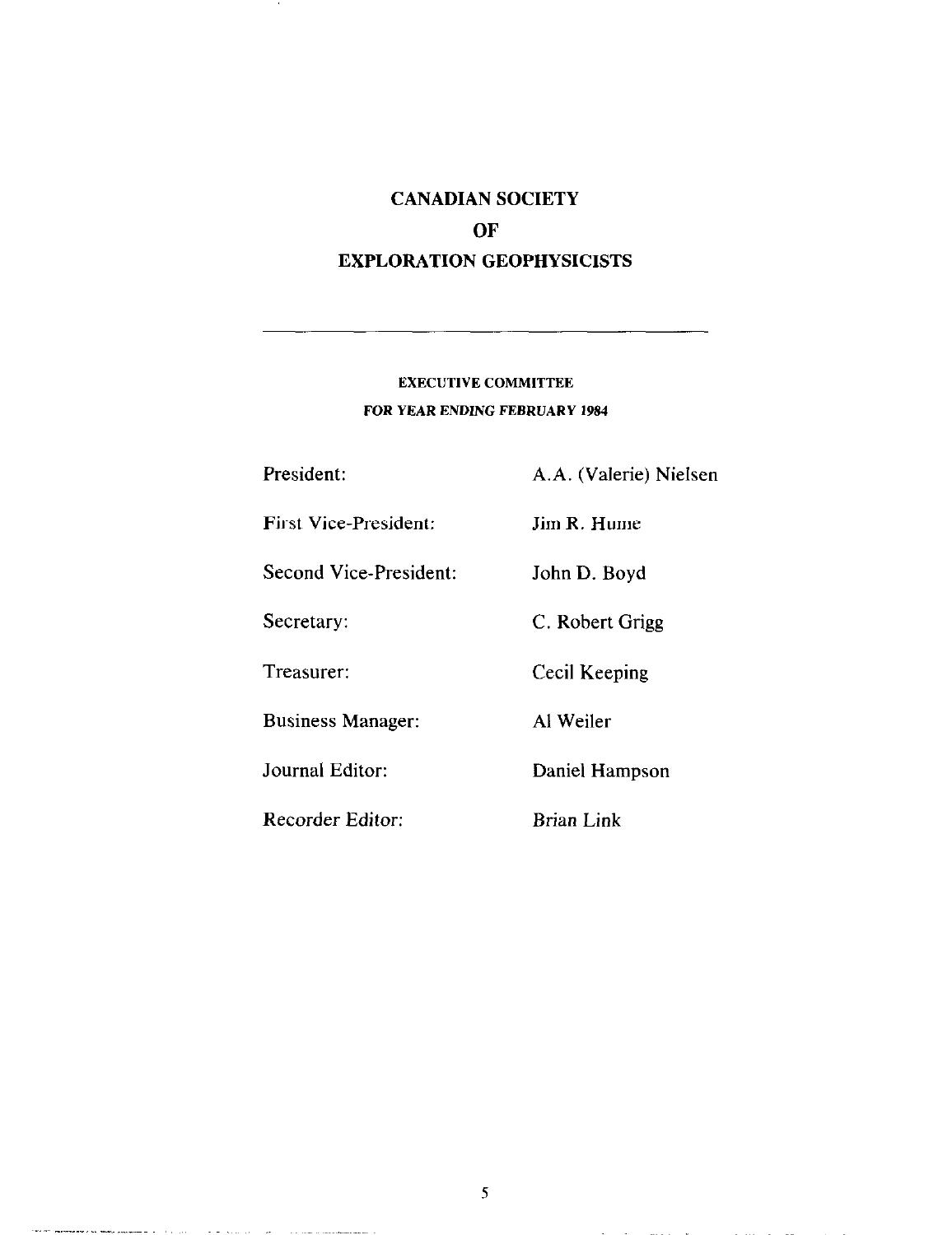# CANADIAN SOCIETY
# OF
# EXPLORATION GEOPHYSICISTS

---

## EXECUTIVE COMMITTEE
## FOR YEAR ENDING FEBRUARY 1984

| | |
|---|---|
| President: | A.A. (Valerie) Nielsen |
| First Vice-President: | Jim R. Hume |
| Second Vice-President: | John D. Boyd |
| Secretary: | C. Robert Grigg |
| Treasurer: | Cecil Keeping |
| Business Manager: | Al Weiler |
| Journal Editor: | Daniel Hampson |
| Recorder Editor: | Brian Link |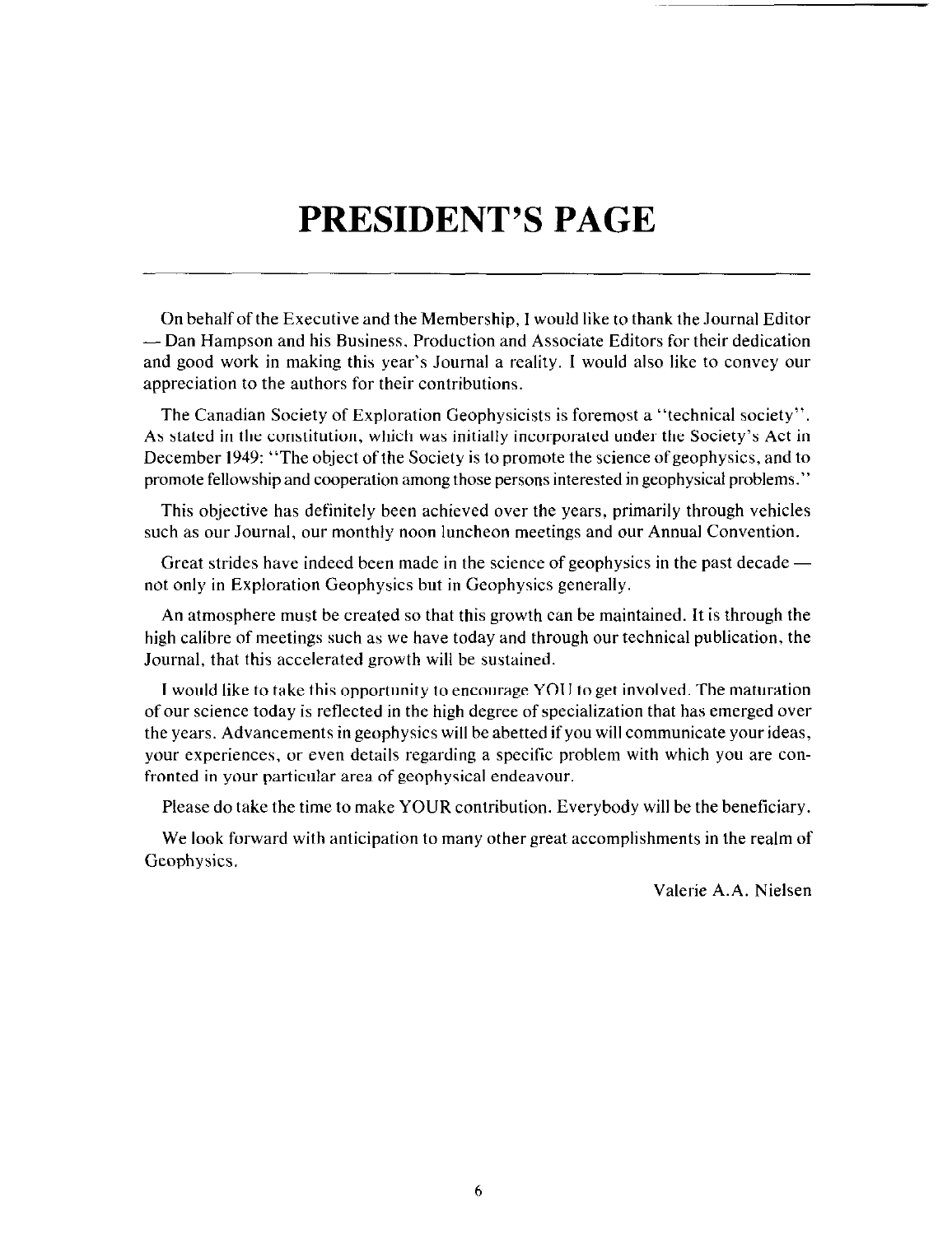# PRESIDENT'S PAGE

On behalf of the Executive and the Membership, I would like to thank the Journal Editor — Dan Hampson and his Business, Production and Associate Editors for their dedication and good work in making this year's Journal a reality. I would also like to convey our appreciation to the authors for their contributions.

The Canadian Society of Exploration Geophysicists is foremost a "technical society". As stated in the constitution, which was initially incorporated under the Society's Act in December 1949: "The object of the Society is to promote the science of geophysics, and to promote fellowship and cooperation among those persons interested in geophysical problems."

This objective has definitely been achieved over the years, primarily through vehicles such as our Journal, our monthly noon luncheon meetings and our Annual Convention.

Great strides have indeed been made in the science of geophysics in the past decade — not only in Exploration Geophysics but in Geophysics generally.

An atmosphere must be created so that this growth can be maintained. It is through the high calibre of meetings such as we have today and through our technical publication, the Journal, that this accelerated growth will be sustained.

I would like to take this opportunity to encourage YOU to get involved. The maturation of our science today is reflected in the high degree of specialization that has emerged over the years. Advancements in geophysics will be abetted if you will communicate your ideas, your experiences, or even details regarding a specific problem with which you are confronted in your particular area of geophysical endeavour.

Please do take the time to make YOUR contribution. Everybody will be the beneficiary.

We look forward with anticipation to many other great accomplishments in the realm of Geophysics.

Valerie A.A. Nielsen